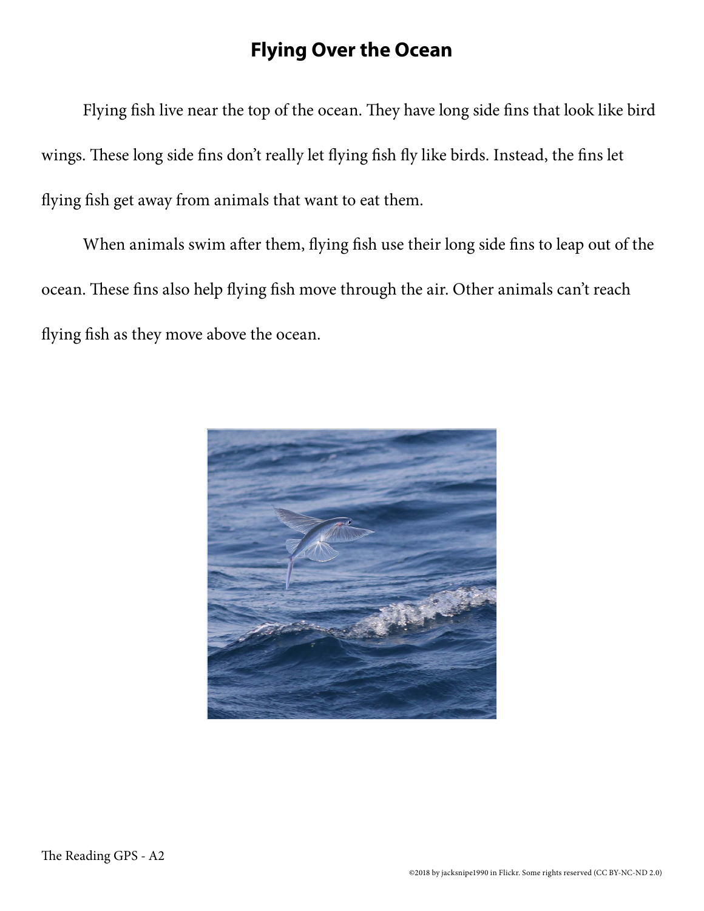# Flying Over the Ocean

Flying fish live near the top of the ocean. They have long side fins that look like bird wings. These long side fins don't really let flying fish fly like birds. Instead, the fins let flying fish get away from animals that want to eat them.

When animals swim after them, flying fish use their long side fins to leap out of the ocean. These fins also help flying fish move through the air. Other animals can't reach flying fish as they move above the ocean.

The Reading GPS - A2

©2018 by jacksnipe1990 in Flickr. Some rights reserved (CC BY-NC-ND 2.0)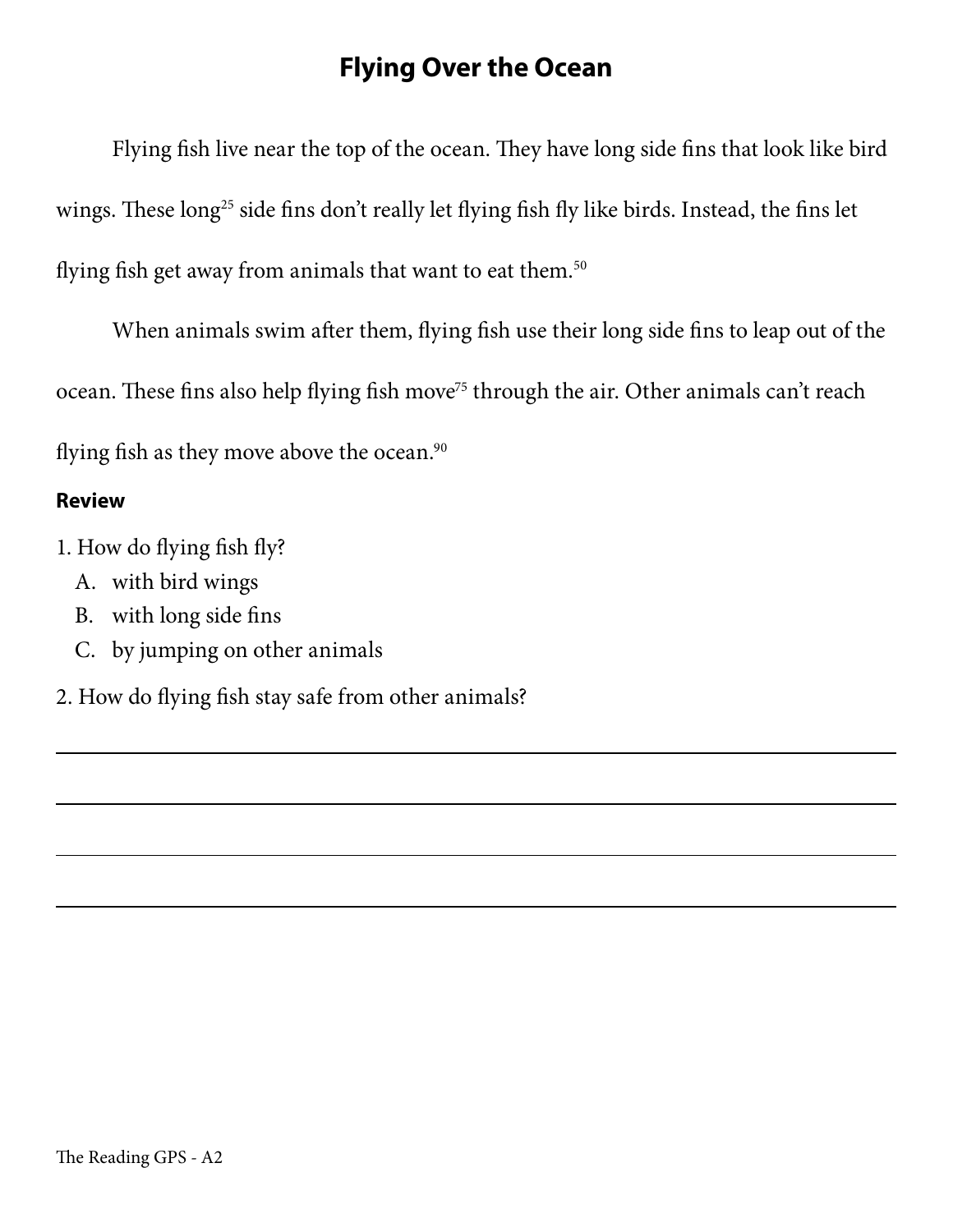# Flying Over the Ocean

Flying fish live near the top of the ocean. They have long side fins that look like bird wings. These long[25] side fins don't really let flying fish fly like birds. Instead, the fins let flying fish get away from animals that want to eat them.[50]

When animals swim after them, flying fish use their long side fins to leap out of the ocean. These fins also help flying fish move[75] through the air. Other animals can't reach flying fish as they move above the ocean.[90]

**Review**

1. How do flying fish fly?
   A. with bird wings
   B. with long side fins
   C. by jumping on other animals

2. How do flying fish stay safe from other animals?

___________________________________________

___________________________________________

___________________________________________

___________________________________________